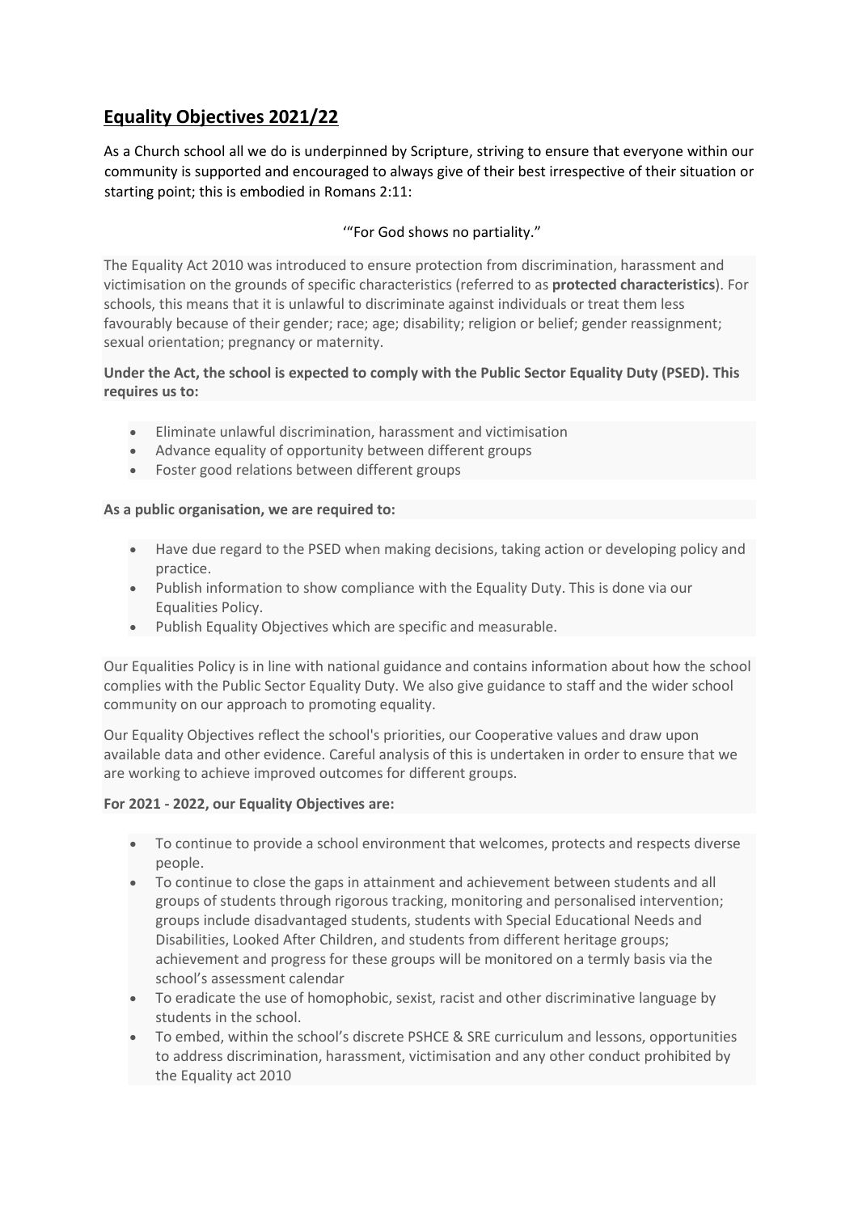# Equality Objectives 2021/22

As a Church school all we do is underpinned by Scripture, striving to ensure that everyone within our community is supported and encouraged to always give of their best irrespective of their situation or starting point; this is embodied in Romans 2:11:

'"For God shows no partiality."

The Equality Act 2010 was introduced to ensure protection from discrimination, harassment and victimisation on the grounds of specific characteristics (referred to as **protected characteristics**). For schools, this means that it is unlawful to discriminate against individuals or treat them less favourably because of their gender; race; age; disability; religion or belief; gender reassignment; sexual orientation; pregnancy or maternity.

**Under the Act, the school is expected to comply with the Public Sector Equality Duty (PSED). This requires us to:**

- Eliminate unlawful discrimination, harassment and victimisation
- Advance equality of opportunity between different groups
- Foster good relations between different groups

**As a public organisation, we are required to:**

- Have due regard to the PSED when making decisions, taking action or developing policy and practice.
- Publish information to show compliance with the Equality Duty. This is done via our Equalities Policy.
- Publish Equality Objectives which are specific and measurable.

Our Equalities Policy is in line with national guidance and contains information about how the school complies with the Public Sector Equality Duty. We also give guidance to staff and the wider school community on our approach to promoting equality.

Our Equality Objectives reflect the school's priorities, our Cooperative values and draw upon available data and other evidence. Careful analysis of this is undertaken in order to ensure that we are working to achieve improved outcomes for different groups.

**For 2021 - 2022, our Equality Objectives are:**

- To continue to provide a school environment that welcomes, protects and respects diverse people.
- To continue to close the gaps in attainment and achievement between students and all groups of students through rigorous tracking, monitoring and personalised intervention; groups include disadvantaged students, students with Special Educational Needs and Disabilities, Looked After Children, and students from different heritage groups; achievement and progress for these groups will be monitored on a termly basis via the school's assessment calendar
- To eradicate the use of homophobic, sexist, racist and other discriminative language by students in the school.
- To embed, within the school's discrete PSHCE & SRE curriculum and lessons, opportunities to address discrimination, harassment, victimisation and any other conduct prohibited by the Equality act 2010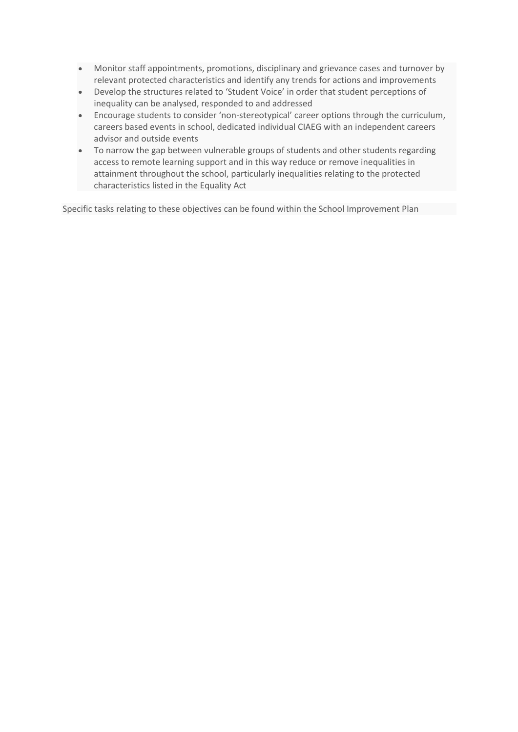- Monitor staff appointments, promotions, disciplinary and grievance cases and turnover by relevant protected characteristics and identify any trends for actions and improvements
- Develop the structures related to 'Student Voice' in order that student perceptions of inequality can be analysed, responded to and addressed
- Encourage students to consider 'non-stereotypical' career options through the curriculum, careers based events in school, dedicated individual CIAEG with an independent careers advisor and outside events
- To narrow the gap between vulnerable groups of students and other students regarding access to remote learning support and in this way reduce or remove inequalities in attainment throughout the school, particularly inequalities relating to the protected characteristics listed in the Equality Act

Specific tasks relating to these objectives can be found within the School Improvement Plan